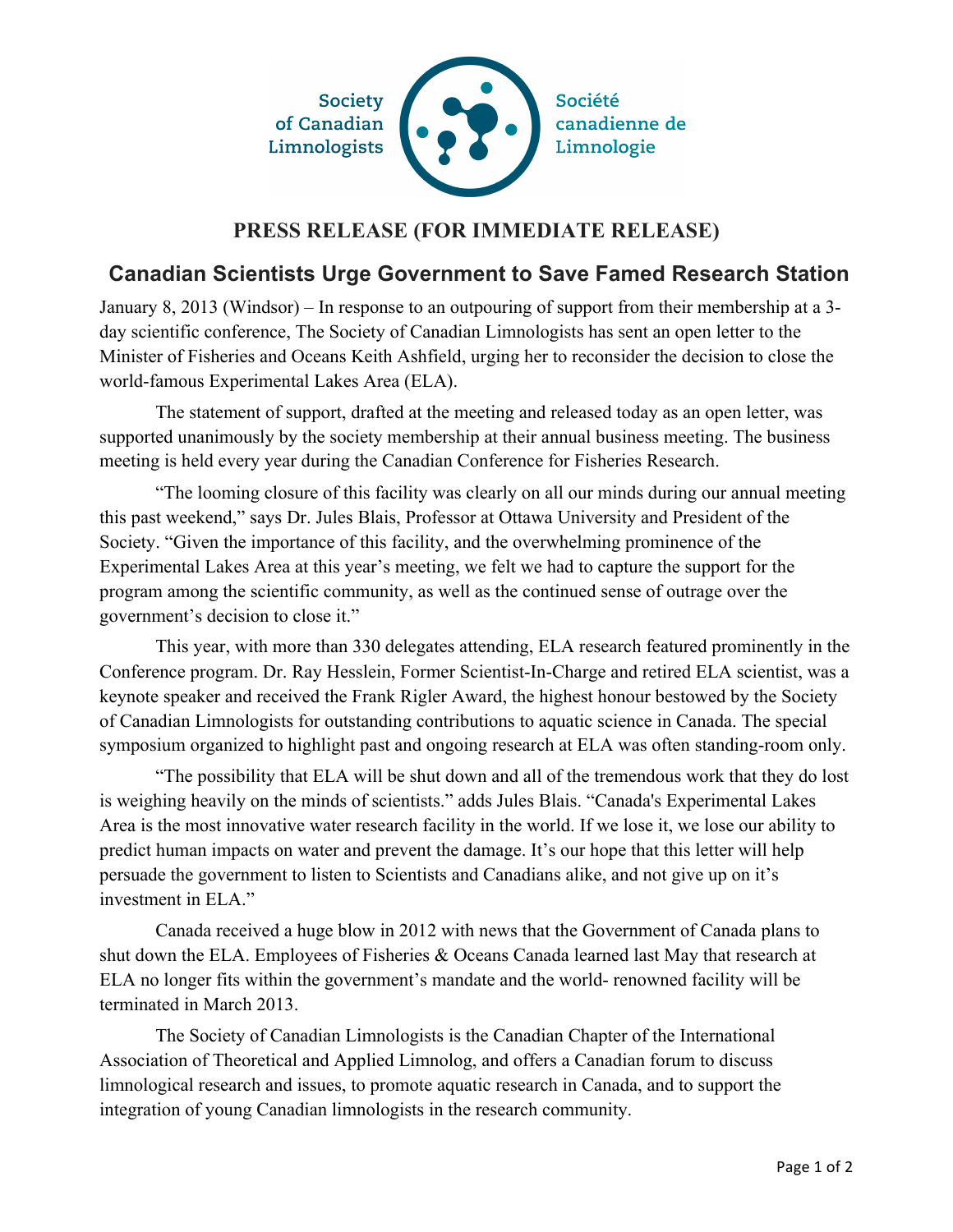Society of Canadian Limnologists — Société canadienne de Limnologie

## PRESS RELEASE (FOR IMMEDIATE RELEASE)

# Canadian Scientists Urge Government to Save Famed Research Station

January 8, 2013 (Windsor) – In response to an outpouring of support from their membership at a 3-day scientific conference, The Society of Canadian Limnologists has sent an open letter to the Minister of Fisheries and Oceans Keith Ashfield, urging her to reconsider the decision to close the world-famous Experimental Lakes Area (ELA).

The statement of support, drafted at the meeting and released today as an open letter, was supported unanimously by the society membership at their annual business meeting. The business meeting is held every year during the Canadian Conference for Fisheries Research.

"The looming closure of this facility was clearly on all our minds during our annual meeting this past weekend," says Dr. Jules Blais, Professor at Ottawa University and President of the Society. "Given the importance of this facility, and the overwhelming prominence of the Experimental Lakes Area at this year's meeting, we felt we had to capture the support for the program among the scientific community, as well as the continued sense of outrage over the government's decision to close it."

This year, with more than 330 delegates attending, ELA research featured prominently in the Conference program. Dr. Ray Hesslein, Former Scientist-In-Charge and retired ELA scientist, was a keynote speaker and received the Frank Rigler Award, the highest honour bestowed by the Society of Canadian Limnologists for outstanding contributions to aquatic science in Canada. The special symposium organized to highlight past and ongoing research at ELA was often standing-room only.

"The possibility that ELA will be shut down and all of the tremendous work that they do lost is weighing heavily on the minds of scientists." adds Jules Blais. "Canada's Experimental Lakes Area is the most innovative water research facility in the world. If we lose it, we lose our ability to predict human impacts on water and prevent the damage. It's our hope that this letter will help persuade the government to listen to Scientists and Canadians alike, and not give up on it's investment in ELA."

Canada received a huge blow in 2012 with news that the Government of Canada plans to shut down the ELA. Employees of Fisheries & Oceans Canada learned last May that research at ELA no longer fits within the government's mandate and the world- renowned facility will be terminated in March 2013.

The Society of Canadian Limnologists is the Canadian Chapter of the International Association of Theoretical and Applied Limnolog, and offers a Canadian forum to discuss limnological research and issues, to promote aquatic research in Canada, and to support the integration of young Canadian limnologists in the research community.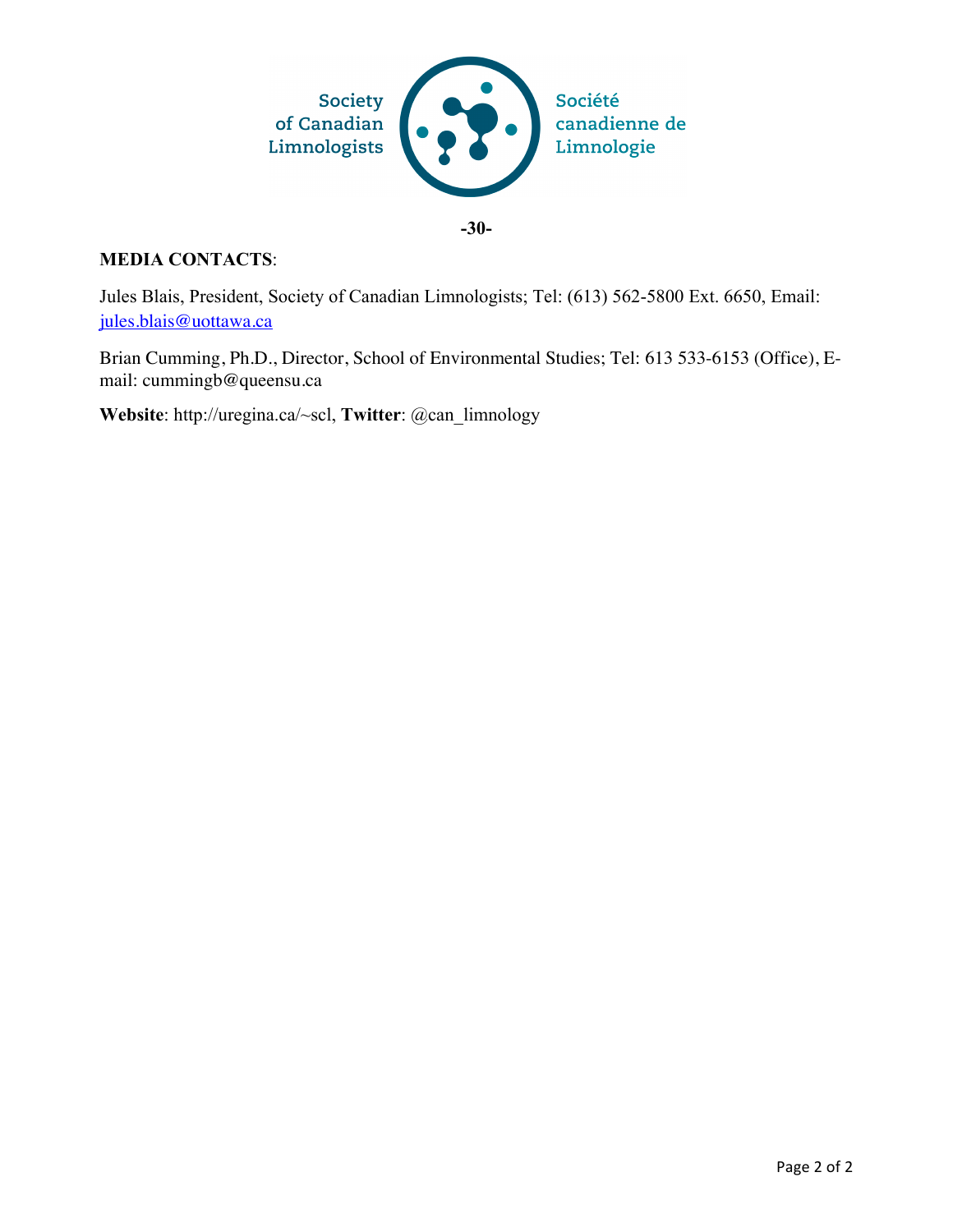Society of Canadian Limnologists

Société canadienne de Limnologie

**-30-**

**MEDIA CONTACTS**:

Jules Blais, President, Society of Canadian Limnologists; Tel: (613) 562-5800 Ext. 6650, Email: jules.blais@uottawa.ca

Brian Cumming, Ph.D., Director, School of Environmental Studies; Tel: 613 533-6153 (Office), E-mail: cummingb@queensu.ca

**Website**: http://uregina.ca/~scl, **Twitter**: @can_limnology